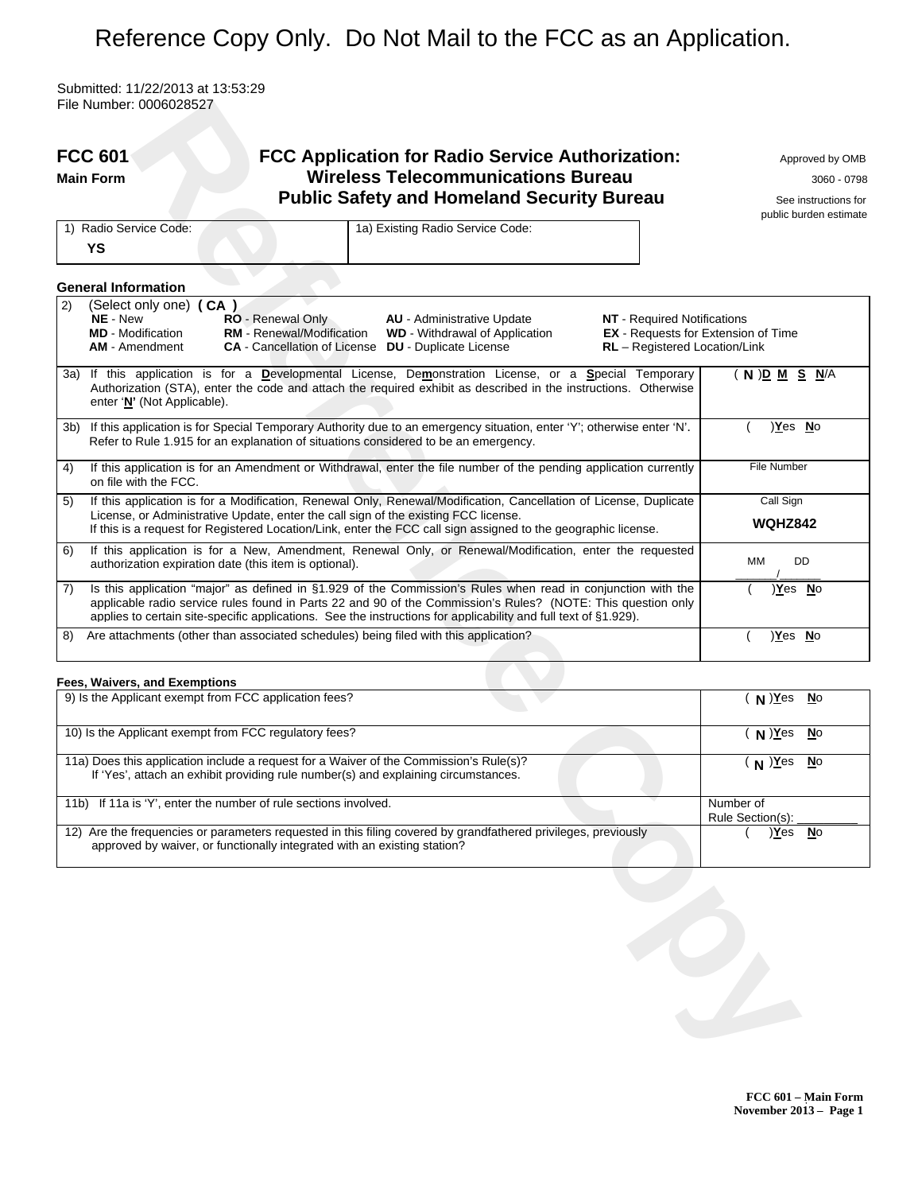Reference Copy Only. Do Not Mail to the FCC as an Application.

Submitted: 11/22/2013 at 13:53:29
File Number: 0006028527

# FCC 601 — FCC Application for Radio Service Authorization: Wireless Telecommunications Bureau, Public Safety and Homeland Security Bureau

**Main Form**

Approved by OMB 3060 - 0798

See instructions for public burden estimate

| 1) Radio Service Code: | 1a) Existing Radio Service Code: |
|---|---|
| **YS** | |

### General Information

2) (Select only one) **( CA )**

| | | | |
|---|---|---|---|
| **NE** - New | **RO** - Renewal Only | **AU** - Administrative Update | **NT** - Required Notifications |
| **MD** - Modification | **RM** - Renewal/Modification | **WD** - Withdrawal of Application | **EX** - Requests for Extension of Time |
| **AM** - Amendment | **CA** - Cancellation of License | **DU** - Duplicate License | **RL** – Registered Location/Link |

| Item | Response |
|---|---|
| 3a) If this application is for a **D**evelopmental License, De**m**onstration License, or a **S**pecial Temporary Authorization (STA), enter the code and attach the required exhibit as described in the instructions. Otherwise enter '**N**' (Not Applicable). | ( **N** ) **D** **M** **S** **N**/A |
| 3b) If this application is for Special Temporary Authority due to an emergency situation, enter 'Y'; otherwise enter 'N'. Refer to Rule 1.915 for an explanation of situations considered to be an emergency. | ( ) **Y**es **N**o |
| 4) If this application is for an Amendment or Withdrawal, enter the file number of the pending application currently on file with the FCC. | File Number |
| 5) If this application is for a Modification, Renewal Only, Renewal/Modification, Cancellation of License, Duplicate License, or Administrative Update, enter the call sign of the existing FCC license. If this is a request for Registered Location/Link, enter the FCC call sign assigned to the geographic license. | Call Sign **WQHZ842** |
| 6) If this application is for a New, Amendment, Renewal Only, or Renewal/Modification, enter the requested authorization expiration date (this item is optional). | MM / DD |
| 7) Is this application "major" as defined in §1.929 of the Commission's Rules when read in conjunction with the applicable radio service rules found in Parts 22 and 90 of the Commission's Rules? (NOTE: This question only applies to certain site-specific applications. See the instructions for applicability and full text of §1.929). | ( ) **Y**es **N**o |
| 8) Are attachments (other than associated schedules) being filed with this application? | ( ) **Y**es **N**o |

### Fees, Waivers, and Exemptions

| Item | Response |
|---|---|
| 9) Is the Applicant exempt from FCC application fees? | ( **N** ) **Y**es **N**o |
| 10) Is the Applicant exempt from FCC regulatory fees? | ( **N** ) **Y**es **N**o |
| 11a) Does this application include a request for a Waiver of the Commission's Rule(s)? If 'Yes', attach an exhibit providing rule number(s) and explaining circumstances. | ( **N** ) **Y**es **N**o |
| 11b) If 11a is 'Y', enter the number of rule sections involved. | Number of Rule Section(s): ________ |
| 12) Are the frequencies or parameters requested in this filing covered by grandfathered privileges, previously approved by waiver, or functionally integrated with an existing station? | ( ) **Y**es **N**o |

FCC 601 – Main Form
November 2013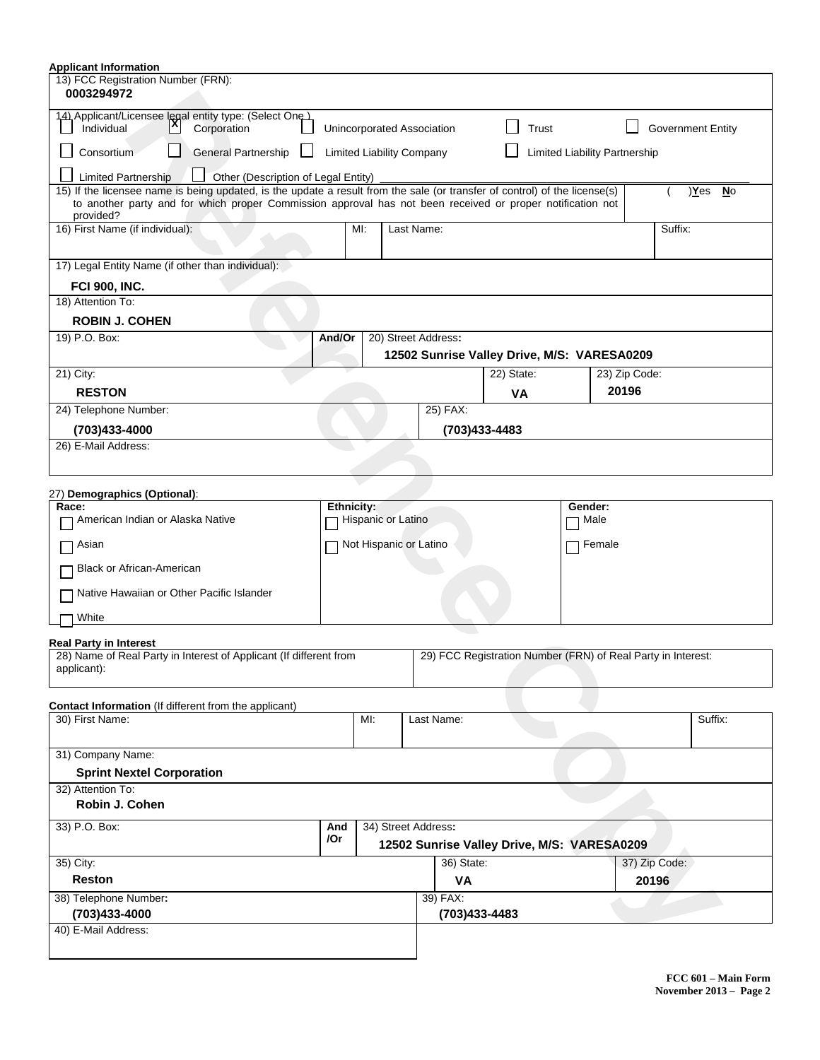**Applicant Information**

13) FCC Registration Number (FRN):
**0003294972**

14) Applicant/Licensee legal entity type: (Select One)

- [ ] Individual
- [X] Corporation
- [ ] Unincorporated Association
- [ ] Trust
- [ ] Government Entity
- [ ] Consortium
- [ ] General Partnership
- [ ] Limited Liability Company
- [ ] Limited Liability Partnership
- [ ] Limited Partnership
- [ ] Other (Description of Legal Entity) ____________________

15) If the licensee name is being updated, is the update a result from the sale (or transfer of control) of the license(s) to another party and for which proper Commission approval has not been received or proper notification not provided? ( )Yes No

| 16) First Name (if individual): | MI: | Last Name: | Suffix: |
|---|---|---|---|
| | | | |

17) Legal Entity Name (if other than individual):
**FCI 900, INC.**

18) Attention To:
**ROBIN J. COHEN**

| 19) P.O. Box: | And/Or | 20) Street Address: | | |
|---|---|---|---|---|
| | | **12502 Sunrise Valley Drive, M/S: VARESA0209** | | |
| 21) City: **RESTON** | | | 22) State: **VA** | 23) Zip Code: **20196** |
| 24) Telephone Number: **(703)433-4000** | | 25) FAX: **(703)433-4483** | | |
| 26) E-Mail Address: | | | | |

27) **Demographics (Optional)**:

| Race: | Ethnicity: | Gender: |
|---|---|---|
| ☐ American Indian or Alaska Native | ☐ Hispanic or Latino | ☐ Male |
| ☐ Asian | ☐ Not Hispanic or Latino | ☐ Female |
| ☐ Black or African-American | | |
| ☐ Native Hawaiian or Other Pacific Islander | | |
| ☐ White | | |

**Real Party in Interest**

| 28) Name of Real Party in Interest of Applicant (If different from applicant): | 29) FCC Registration Number (FRN) of Real Party in Interest: |
|---|---|
| | |

**Contact Information** (If different from the applicant)

| 30) First Name: | MI: | Last Name: | Suffix: |
|---|---|---|---|
| | | | |

31) Company Name:
**Sprint Nextel Corporation**

32) Attention To:
**Robin J. Cohen**

| 33) P.O. Box: | And /Or | 34) Street Address: | |
|---|---|---|---|
| | | **12502 Sunrise Valley Drive, M/S: VARESA0209** | |
| 35) City: **Reston** | | 36) State: **VA** | 37) Zip Code: **20196** |
| 38) Telephone Number: **(703)433-4000** | | 39) FAX: **(703)433-4483** | |
| 40) E-Mail Address: | | | |

**FCC 601 – Main Form**
**November 2013 – Page 2**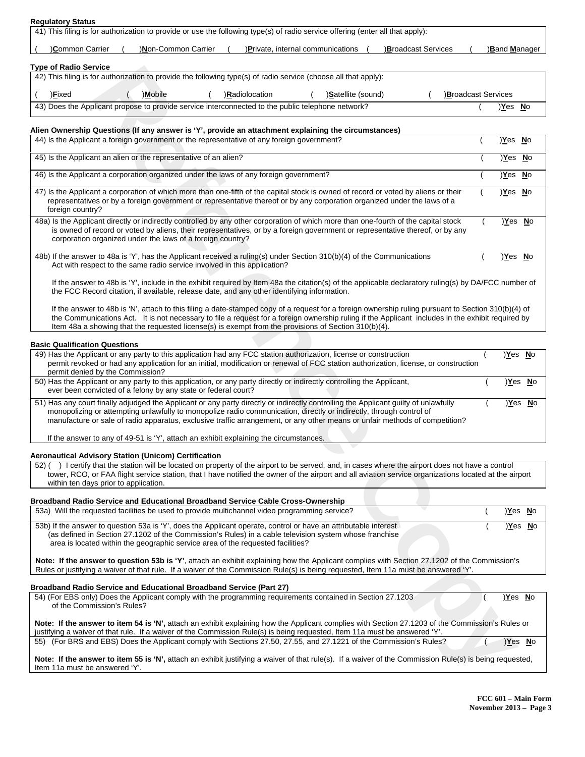**Regulatory Status**

41) This filing is for authorization to provide or use the following type(s) of radio service offering (enter all that apply):

( )**C**ommon Carrier ( )**N**on-Common Carrier ( )**P**rivate, internal communications ( )**B**roadcast Services ( )**B**and **M**anager

**Type of Radio Service**

42) This filing is for authorization to provide the following type(s) of radio service (choose all that apply):

( )**F**ixed ( )**M**obile ( )**R**adiolocation ( )**S**atellite (sound) ( )**B**roadcast Services

| | |
|---|---|
| 43) Does the Applicant propose to provide service interconnected to the public telephone network? | ( )**Y**es **N**o |

**Alien Ownership Questions (If any answer is 'Y', provide an attachment explaining the circumstances)**

| | |
|---|---|
| 44) Is the Applicant a foreign government or the representative of any foreign government? | ( )**Y**es **N**o |
| 45) Is the Applicant an alien or the representative of an alien? | ( )**Y**es **N**o |
| 46) Is the Applicant a corporation organized under the laws of any foreign government? | ( )**Y**es **N**o |
| 47) Is the Applicant a corporation of which more than one-fifth of the capital stock is owned of record or voted by aliens or their representatives or by a foreign government or representative thereof or by any corporation organized under the laws of a foreign country? | ( )**Y**es **N**o |
| 48a) Is the Applicant directly or indirectly controlled by any other corporation of which more than one-fourth of the capital stock is owned of record or voted by aliens, their representatives, or by a foreign government or representative thereof, or by any corporation organized under the laws of a foreign country? | ( )**Y**es **N**o |
| 48b) If the answer to 48a is 'Y', has the Applicant received a ruling(s) under Section 310(b)(4) of the Communications Act with respect to the same radio service involved in this application? | ( )**Y**es **N**o |

If the answer to 48b is 'Y', include in the exhibit required by Item 48a the citation(s) of the applicable declaratory ruling(s) by DA/FCC number of the FCC Record citation, if available, release date, and any other identifying information.

If the answer to 48b is 'N', attach to this filing a date-stamped copy of a request for a foreign ownership ruling pursuant to Section 310(b)(4) of the Communications Act. It is not necessary to file a request for a foreign ownership ruling if the Applicant includes in the exhibit required by Item 48a a showing that the requested license(s) is exempt from the provisions of Section 310(b)(4).

**Basic Qualification Questions**

| | |
|---|---|
| 49) Has the Applicant or any party to this application had any FCC station authorization, license or construction permit revoked or had any application for an initial, modification or renewal of FCC station authorization, license, or construction permit denied by the Commission? | ( )**Y**es **N**o |
| 50) Has the Applicant or any party to this application, or any party directly or indirectly controlling the Applicant, ever been convicted of a felony by any state or federal court? | ( )**Y**es **N**o |
| 51) Has any court finally adjudged the Applicant or any party directly or indirectly controlling the Applicant guilty of unlawfully monopolizing or attempting unlawfully to monopolize radio communication, directly or indirectly, through control of manufacture or sale of radio apparatus, exclusive traffic arrangement, or any other means or unfair methods of competition? | ( )**Y**es **N**o |

If the answer to any of 49-51 is 'Y', attach an exhibit explaining the circumstances.

**Aeronautical Advisory Station (Unicom) Certification**

52) ( ) I certify that the station will be located on property of the airport to be served, and, in cases where the airport does not have a control tower, RCO, or FAA flight service station, that I have notified the owner of the airport and all aviation service organizations located at the airport within ten days prior to application.

**Broadband Radio Service and Educational Broadband Service Cable Cross-Ownership**

| | |
|---|---|
| 53a) Will the requested facilities be used to provide multichannel video programming service? | ( )**Y**es **N**o |
| 53b) If the answer to question 53a is 'Y', does the Applicant operate, control or have an attributable interest (as defined in Section 27.1202 of the Commission's Rules) in a cable television system whose franchise area is located within the geographic service area of the requested facilities? | ( )**Y**es **N**o |

**Note: If the answer to question 53b is 'Y'**, attach an exhibit explaining how the Applicant complies with Section 27.1202 of the Commission's Rules or justifying a waiver of that rule. If a waiver of the Commission Rule(s) is being requested, Item 11a must be answered 'Y'.

**Broadband Radio Service and Educational Broadband Service (Part 27)**

| | |
|---|---|
| 54) (For EBS only) Does the Applicant comply with the programming requirements contained in Section 27.1203 of the Commission's Rules? | ( )**Y**es **N**o |

**Note: If the answer to item 54 is 'N',** attach an exhibit explaining how the Applicant complies with Section 27.1203 of the Commission's Rules or justifying a waiver of that rule. If a waiver of the Commission Rule(s) is being requested, Item 11a must be answered 'Y'.

| | |
|---|---|
| 55) (For BRS and EBS) Does the Applicant comply with Sections 27.50, 27.55, and 27.1221 of the Commission's Rules? | ( )**Y**es **N**o |

**Note: If the answer to item 55 is 'N',** attach an exhibit justifying a waiver of that rule(s). If a waiver of the Commission Rule(s) is being requested, Item 11a must be answered 'Y'.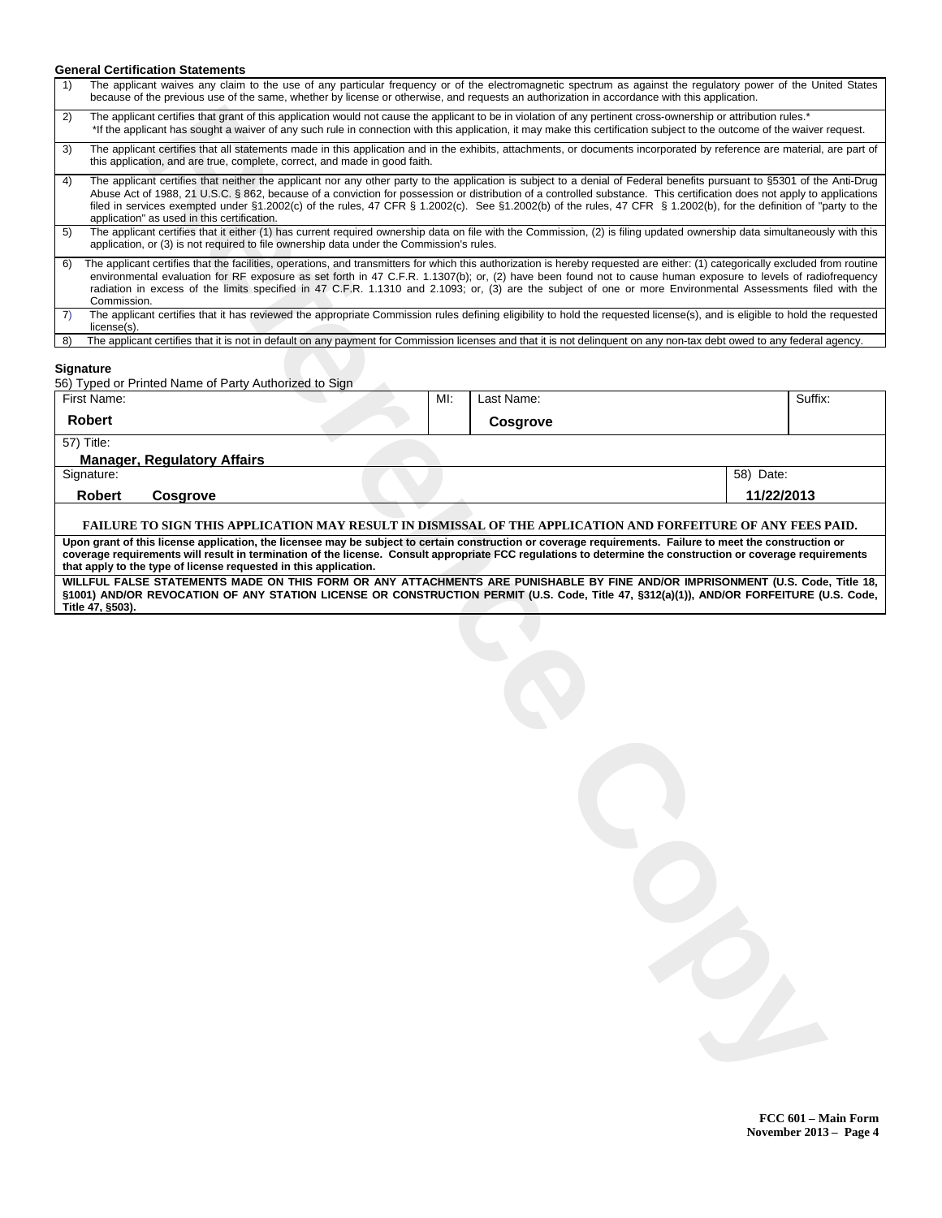**General Certification Statements**

| | |
|---|---|
| 1) | The applicant waives any claim to the use of any particular frequency or of the electromagnetic spectrum as against the regulatory power of the United States because of the previous use of the same, whether by license or otherwise, and requests an authorization in accordance with this application. |
| 2) | The applicant certifies that grant of this application would not cause the applicant to be in violation of any pertinent cross-ownership or attribution rules.* *If the applicant has sought a waiver of any such rule in connection with this application, it may make this certification subject to the outcome of the waiver request. |
| 3) | The applicant certifies that all statements made in this application and in the exhibits, attachments, or documents incorporated by reference are material, are part of this application, and are true, complete, correct, and made in good faith. |
| 4) | The applicant certifies that neither the applicant nor any other party to the application is subject to a denial of Federal benefits pursuant to §5301 of the Anti-Drug Abuse Act of 1988, 21 U.S.C. § 862, because of a conviction for possession or distribution of a controlled substance. This certification does not apply to applications filed in services exempted under §1.2002(c) of the rules, 47 CFR § 1.2002(c). See §1.2002(b) of the rules, 47 CFR § 1.2002(b), for the definition of "party to the application" as used in this certification. |
| 5) | The applicant certifies that it either (1) has current required ownership data on file with the Commission, (2) is filing updated ownership data simultaneously with this application, or (3) is not required to file ownership data under the Commission's rules. |
| 6) | The applicant certifies that the facilities, operations, and transmitters for which this authorization is hereby requested are either: (1) categorically excluded from routine environmental evaluation for RF exposure as set forth in 47 C.F.R. 1.1307(b); or, (2) have been found not to cause human exposure to levels of radiofrequency radiation in excess of the limits specified in 47 C.F.R. 1.1310 and 2.1093; or, (3) are the subject of one or more Environmental Assessments filed with the Commission. |
| 7) | The applicant certifies that it has reviewed the appropriate Commission rules defining eligibility to hold the requested license(s), and is eligible to hold the requested license(s). |
| 8) | The applicant certifies that it is not in default on any payment for Commission licenses and that it is not delinquent on any non-tax debt owed to any federal agency. |

**Signature**

56) Typed or Printed Name of Party Authorized to Sign

| First Name: | MI: | Last Name: | Suffix: |
|---|---|---|---|
| **Robert** | | **Cosgrove** | |

| 57) Title: | |
|---|---|
| **Manager, Regulatory Affairs** | |
| Signature: | 58) Date: |
| **Robert Cosgrove** | **11/22/2013** |

**FAILURE TO SIGN THIS APPLICATION MAY RESULT IN DISMISSAL OF THE APPLICATION AND FORFEITURE OF ANY FEES PAID.**

**Upon grant of this license application, the licensee may be subject to certain construction or coverage requirements. Failure to meet the construction or coverage requirements will result in termination of the license. Consult appropriate FCC regulations to determine the construction or coverage requirements that apply to the type of license requested in this application.**

**WILLFUL FALSE STATEMENTS MADE ON THIS FORM OR ANY ATTACHMENTS ARE PUNISHABLE BY FINE AND/OR IMPRISONMENT (U.S. Code, Title 18, §1001) AND/OR REVOCATION OF ANY STATION LICENSE OR CONSTRUCTION PERMIT (U.S. Code, Title 47, §312(a)(1)), AND/OR FORFEITURE (U.S. Code, Title 47, §503).**

Reference Copy